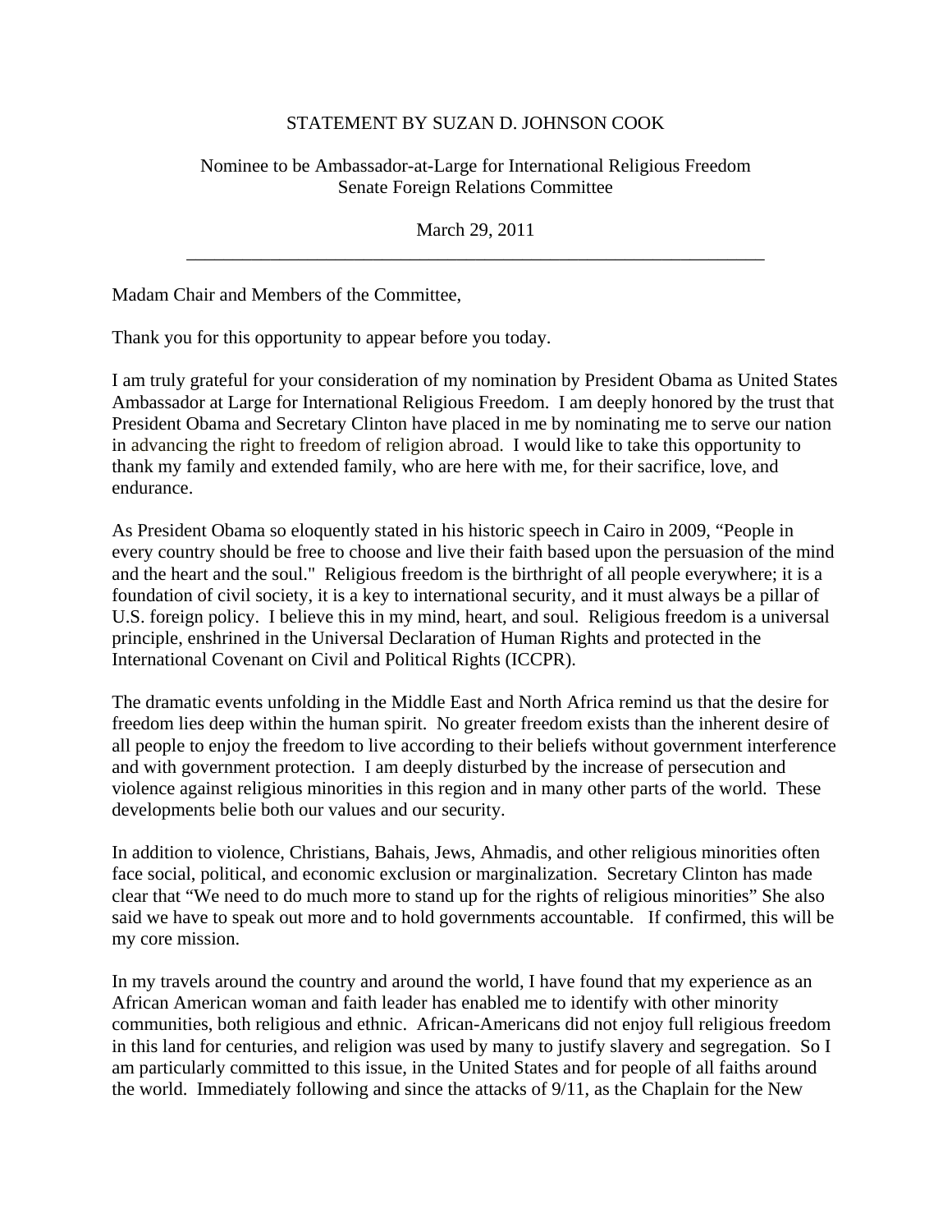# STATEMENT BY SUZAN D. JOHNSON COOK

Nominee to be Ambassador-at-Large for International Religious Freedom
Senate Foreign Relations Committee

March 29, 2011

---

Madam Chair and Members of the Committee,

Thank you for this opportunity to appear before you today.

I am truly grateful for your consideration of my nomination by President Obama as United States Ambassador at Large for International Religious Freedom. I am deeply honored by the trust that President Obama and Secretary Clinton have placed in me by nominating me to serve our nation in advancing the right to freedom of religion abroad. I would like to take this opportunity to thank my family and extended family, who are here with me, for their sacrifice, love, and endurance.

As President Obama so eloquently stated in his historic speech in Cairo in 2009, "People in every country should be free to choose and live their faith based upon the persuasion of the mind and the heart and the soul." Religious freedom is the birthright of all people everywhere; it is a foundation of civil society, it is a key to international security, and it must always be a pillar of U.S. foreign policy. I believe this in my mind, heart, and soul. Religious freedom is a universal principle, enshrined in the Universal Declaration of Human Rights and protected in the International Covenant on Civil and Political Rights (ICCPR).

The dramatic events unfolding in the Middle East and North Africa remind us that the desire for freedom lies deep within the human spirit. No greater freedom exists than the inherent desire of all people to enjoy the freedom to live according to their beliefs without government interference and with government protection. I am deeply disturbed by the increase of persecution and violence against religious minorities in this region and in many other parts of the world. These developments belie both our values and our security.

In addition to violence, Christians, Bahais, Jews, Ahmadis, and other religious minorities often face social, political, and economic exclusion or marginalization. Secretary Clinton has made clear that "We need to do much more to stand up for the rights of religious minorities" She also said we have to speak out more and to hold governments accountable. If confirmed, this will be my core mission.

In my travels around the country and around the world, I have found that my experience as an African American woman and faith leader has enabled me to identify with other minority communities, both religious and ethnic. African-Americans did not enjoy full religious freedom in this land for centuries, and religion was used by many to justify slavery and segregation. So I am particularly committed to this issue, in the United States and for people of all faiths around the world. Immediately following and since the attacks of 9/11, as the Chaplain for the New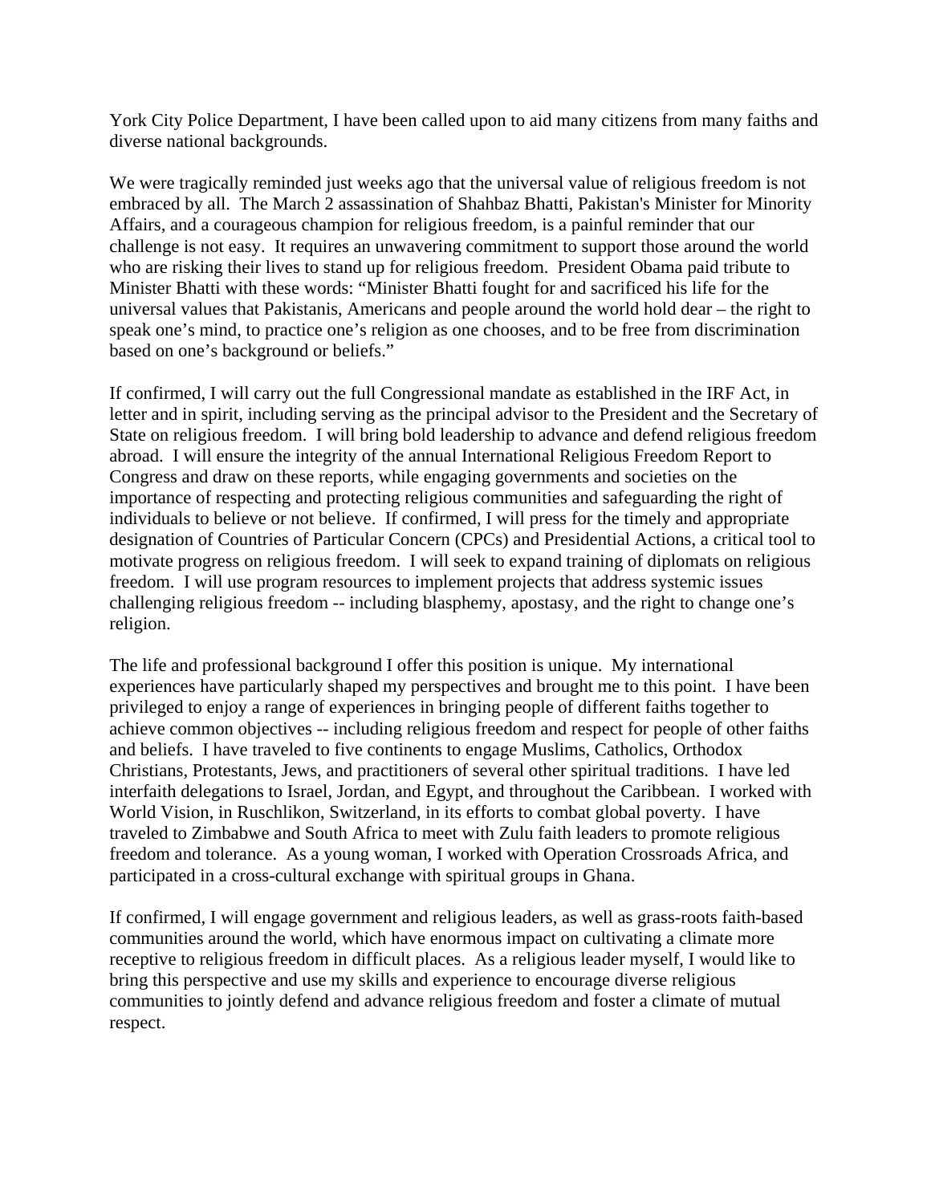York City Police Department, I have been called upon to aid many citizens from many faiths and diverse national backgrounds.

We were tragically reminded just weeks ago that the universal value of religious freedom is not embraced by all. The March 2 assassination of Shahbaz Bhatti, Pakistan's Minister for Minority Affairs, and a courageous champion for religious freedom, is a painful reminder that our challenge is not easy. It requires an unwavering commitment to support those around the world who are risking their lives to stand up for religious freedom. President Obama paid tribute to Minister Bhatti with these words: "Minister Bhatti fought for and sacrificed his life for the universal values that Pakistanis, Americans and people around the world hold dear – the right to speak one's mind, to practice one's religion as one chooses, and to be free from discrimination based on one's background or beliefs."

If confirmed, I will carry out the full Congressional mandate as established in the IRF Act, in letter and in spirit, including serving as the principal advisor to the President and the Secretary of State on religious freedom. I will bring bold leadership to advance and defend religious freedom abroad. I will ensure the integrity of the annual International Religious Freedom Report to Congress and draw on these reports, while engaging governments and societies on the importance of respecting and protecting religious communities and safeguarding the right of individuals to believe or not believe. If confirmed, I will press for the timely and appropriate designation of Countries of Particular Concern (CPCs) and Presidential Actions, a critical tool to motivate progress on religious freedom. I will seek to expand training of diplomats on religious freedom. I will use program resources to implement projects that address systemic issues challenging religious freedom -- including blasphemy, apostasy, and the right to change one's religion.

The life and professional background I offer this position is unique. My international experiences have particularly shaped my perspectives and brought me to this point. I have been privileged to enjoy a range of experiences in bringing people of different faiths together to achieve common objectives -- including religious freedom and respect for people of other faiths and beliefs. I have traveled to five continents to engage Muslims, Catholics, Orthodox Christians, Protestants, Jews, and practitioners of several other spiritual traditions. I have led interfaith delegations to Israel, Jordan, and Egypt, and throughout the Caribbean. I worked with World Vision, in Ruschlikon, Switzerland, in its efforts to combat global poverty. I have traveled to Zimbabwe and South Africa to meet with Zulu faith leaders to promote religious freedom and tolerance. As a young woman, I worked with Operation Crossroads Africa, and participated in a cross-cultural exchange with spiritual groups in Ghana.

If confirmed, I will engage government and religious leaders, as well as grass-roots faith-based communities around the world, which have enormous impact on cultivating a climate more receptive to religious freedom in difficult places. As a religious leader myself, I would like to bring this perspective and use my skills and experience to encourage diverse religious communities to jointly defend and advance religious freedom and foster a climate of mutual respect.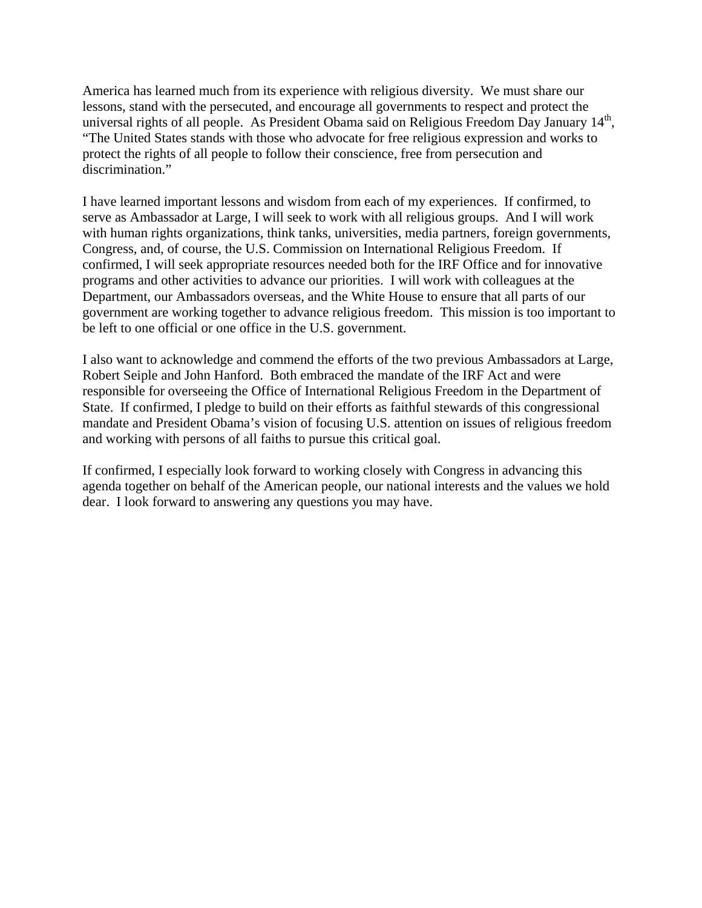America has learned much from its experience with religious diversity. We must share our lessons, stand with the persecuted, and encourage all governments to respect and protect the universal rights of all people. As President Obama said on Religious Freedom Day January 14th, "The United States stands with those who advocate for free religious expression and works to protect the rights of all people to follow their conscience, free from persecution and discrimination."

I have learned important lessons and wisdom from each of my experiences. If confirmed, to serve as Ambassador at Large, I will seek to work with all religious groups. And I will work with human rights organizations, think tanks, universities, media partners, foreign governments, Congress, and, of course, the U.S. Commission on International Religious Freedom. If confirmed, I will seek appropriate resources needed both for the IRF Office and for innovative programs and other activities to advance our priorities. I will work with colleagues at the Department, our Ambassadors overseas, and the White House to ensure that all parts of our government are working together to advance religious freedom. This mission is too important to be left to one official or one office in the U.S. government.

I also want to acknowledge and commend the efforts of the two previous Ambassadors at Large, Robert Seiple and John Hanford. Both embraced the mandate of the IRF Act and were responsible for overseeing the Office of International Religious Freedom in the Department of State. If confirmed, I pledge to build on their efforts as faithful stewards of this congressional mandate and President Obama's vision of focusing U.S. attention on issues of religious freedom and working with persons of all faiths to pursue this critical goal.

If confirmed, I especially look forward to working closely with Congress in advancing this agenda together on behalf of the American people, our national interests and the values we hold dear. I look forward to answering any questions you may have.